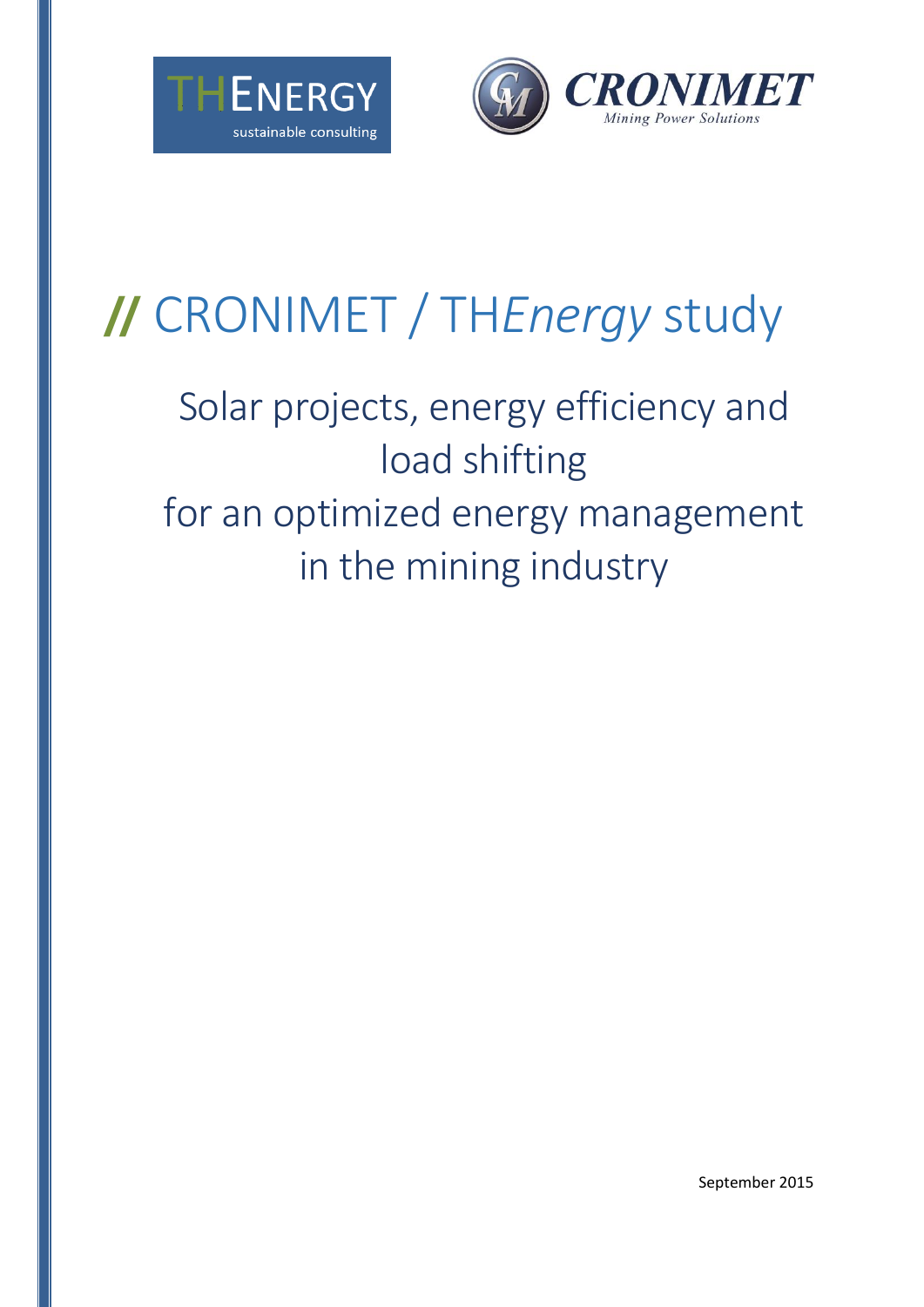THENERGY
sustainable consulting

CRONIMET
Mining Power Solutions

# // CRONIMET / TH*Energy* study

## Solar projects, energy efficiency and load shifting for an optimized energy management in the mining industry

September 2015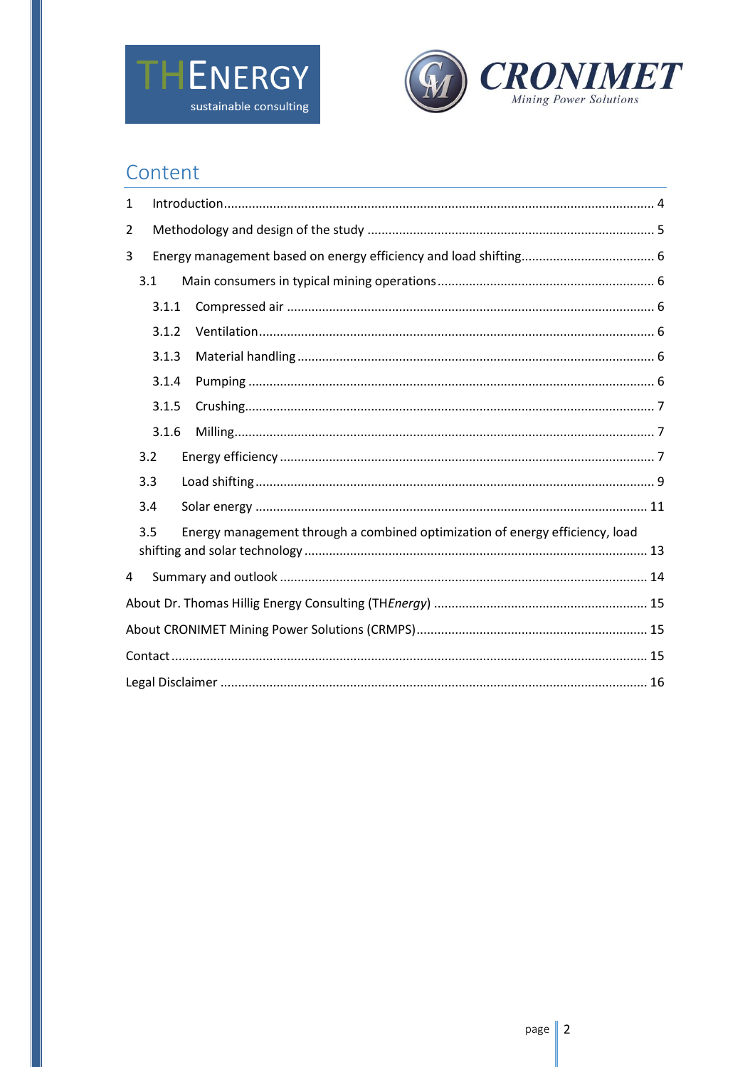# Content

1 Introduction ........................................................................................................................ 4

2 Methodology and design of the study ................................................................................ 5

3 Energy management based on energy efficiency and load shifting..................................... 6

  3.1 Main consumers in typical mining operations ............................................................ 6

    3.1.1 Compressed air ..................................................................................................... 6

    3.1.2 Ventilation.............................................................................................................. 6

    3.1.3 Material handling ................................................................................................... 6

    3.1.4 Pumping ................................................................................................................ 6

    3.1.5 Crushing................................................................................................................. 7

    3.1.6 Milling..................................................................................................................... 7

  3.2 Energy efficiency ......................................................................................................... 7

  3.3 Load shifting ................................................................................................................ 9

  3.4 Solar energy .............................................................................................................. 11

  3.5 Energy management through a combined optimization of energy efficiency, load shifting and solar technology ............................................................................................... 13

4 Summary and outlook ....................................................................................................... 14

About Dr. Thomas Hillig Energy Consulting (TH*Energy*) ............................................................ 15

About CRONIMET Mining Power Solutions (CRMPS)................................................................. 15

Contact ..................................................................................................................................... 15

Legal Disclaimer ....................................................................................................................... 16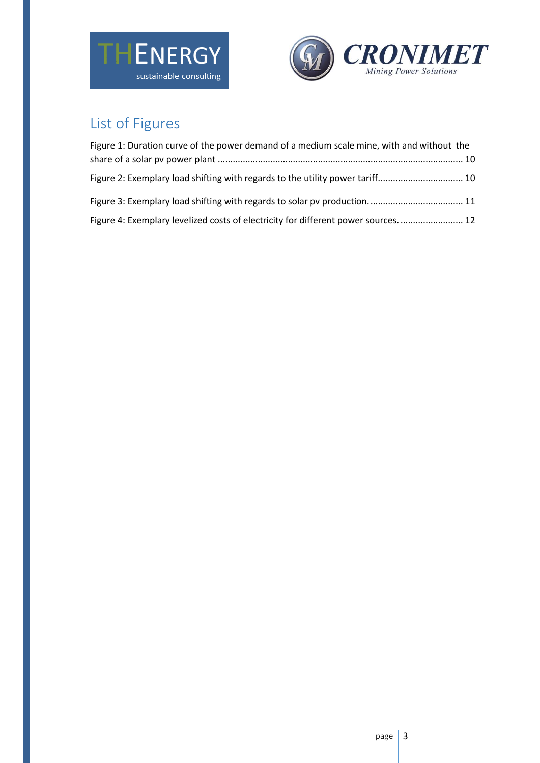# List of Figures

Figure 1: Duration curve of the power demand of a medium scale mine, with and without the share of a solar pv power plant ........................................................................................ 10

Figure 2: Exemplary load shifting with regards to the utility power tariff.................................. 10

Figure 3: Exemplary load shifting with regards to solar pv production. .................................... 11

Figure 4: Exemplary levelized costs of electricity for different power sources. ......................... 12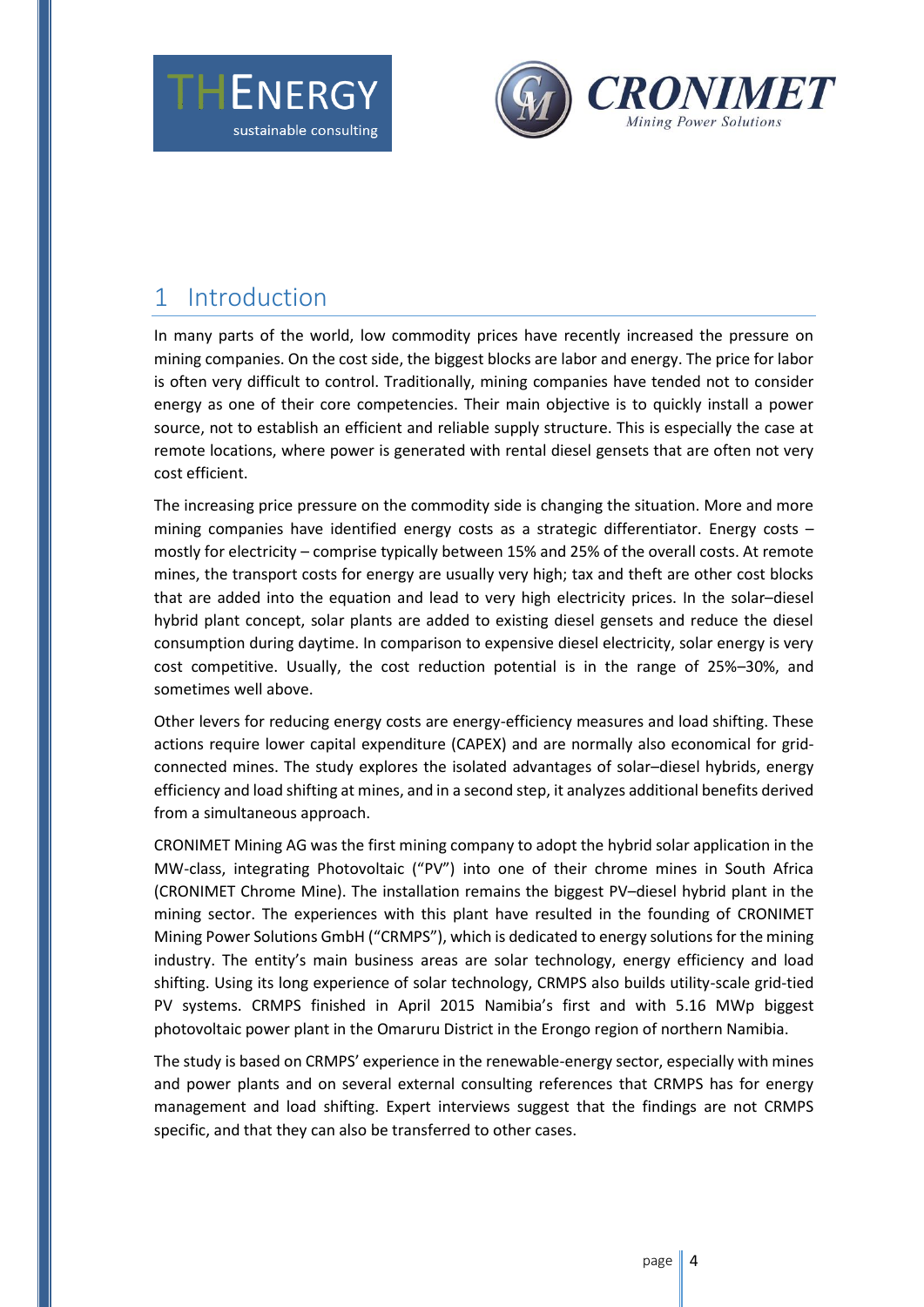# 1 Introduction

In many parts of the world, low commodity prices have recently increased the pressure on mining companies. On the cost side, the biggest blocks are labor and energy. The price for labor is often very difficult to control. Traditionally, mining companies have tended not to consider energy as one of their core competencies. Their main objective is to quickly install a power source, not to establish an efficient and reliable supply structure. This is especially the case at remote locations, where power is generated with rental diesel gensets that are often not very cost efficient.

The increasing price pressure on the commodity side is changing the situation. More and more mining companies have identified energy costs as a strategic differentiator. Energy costs – mostly for electricity – comprise typically between 15% and 25% of the overall costs. At remote mines, the transport costs for energy are usually very high; tax and theft are other cost blocks that are added into the equation and lead to very high electricity prices. In the solar–diesel hybrid plant concept, solar plants are added to existing diesel gensets and reduce the diesel consumption during daytime. In comparison to expensive diesel electricity, solar energy is very cost competitive. Usually, the cost reduction potential is in the range of 25%–30%, and sometimes well above.

Other levers for reducing energy costs are energy-efficiency measures and load shifting. These actions require lower capital expenditure (CAPEX) and are normally also economical for grid-connected mines. The study explores the isolated advantages of solar–diesel hybrids, energy efficiency and load shifting at mines, and in a second step, it analyzes additional benefits derived from a simultaneous approach.

CRONIMET Mining AG was the first mining company to adopt the hybrid solar application in the MW-class, integrating Photovoltaic ("PV") into one of their chrome mines in South Africa (CRONIMET Chrome Mine). The installation remains the biggest PV–diesel hybrid plant in the mining sector. The experiences with this plant have resulted in the founding of CRONIMET Mining Power Solutions GmbH ("CRMPS"), which is dedicated to energy solutions for the mining industry. The entity's main business areas are solar technology, energy efficiency and load shifting. Using its long experience of solar technology, CRMPS also builds utility-scale grid-tied PV systems. CRMPS finished in April 2015 Namibia's first and with 5.16 MWp biggest photovoltaic power plant in the Omaruru District in the Erongo region of northern Namibia.

The study is based on CRMPS' experience in the renewable-energy sector, especially with mines and power plants and on several external consulting references that CRMPS has for energy management and load shifting. Expert interviews suggest that the findings are not CRMPS specific, and that they can also be transferred to other cases.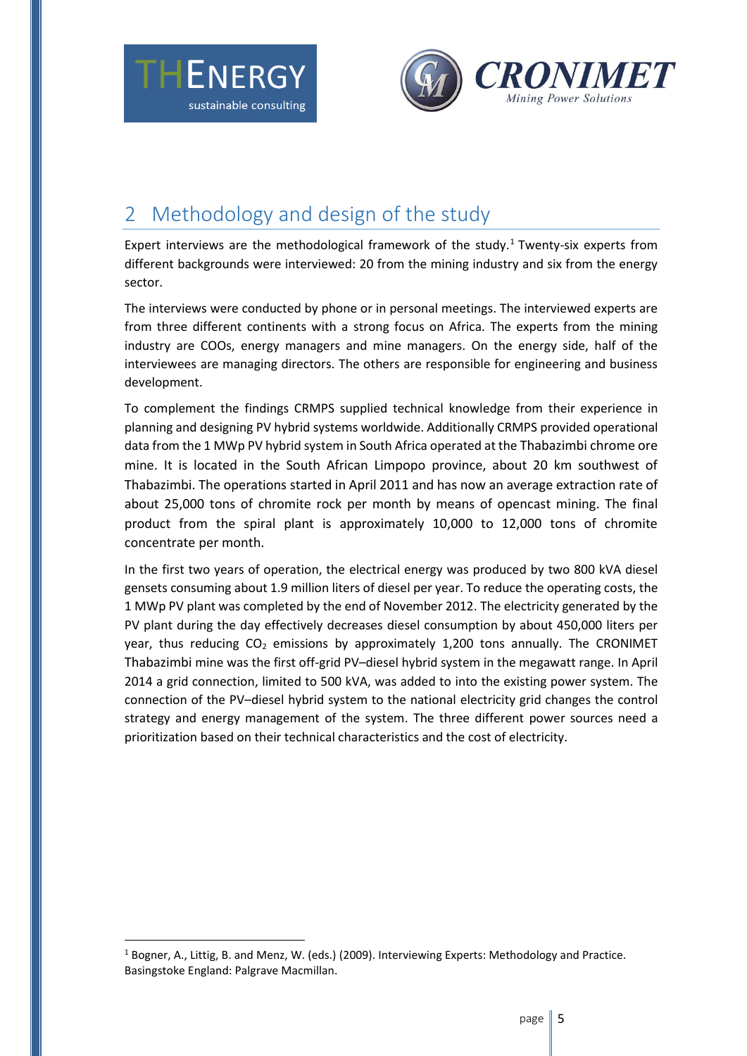## 2 Methodology and design of the study

Expert interviews are the methodological framework of the study.[1] Twenty-six experts from different backgrounds were interviewed: 20 from the mining industry and six from the energy sector.

The interviews were conducted by phone or in personal meetings. The interviewed experts are from three different continents with a strong focus on Africa. The experts from the mining industry are COOs, energy managers and mine managers. On the energy side, half of the interviewees are managing directors. The others are responsible for engineering and business development.

To complement the findings CRMPS supplied technical knowledge from their experience in planning and designing PV hybrid systems worldwide. Additionally CRMPS provided operational data from the 1 MWp PV hybrid system in South Africa operated at the Thabazimbi chrome ore mine. It is located in the South African Limpopo province, about 20 km southwest of Thabazimbi. The operations started in April 2011 and has now an average extraction rate of about 25,000 tons of chromite rock per month by means of opencast mining. The final product from the spiral plant is approximately 10,000 to 12,000 tons of chromite concentrate per month.

In the first two years of operation, the electrical energy was produced by two 800 kVA diesel gensets consuming about 1.9 million liters of diesel per year. To reduce the operating costs, the 1 MWp PV plant was completed by the end of November 2012. The electricity generated by the PV plant during the day effectively decreases diesel consumption by about 450,000 liters per year, thus reducing $CO_2$ emissions by approximately 1,200 tons annually. The CRONIMET Thabazimbi mine was the first off-grid PV–diesel hybrid system in the megawatt range. In April 2014 a grid connection, limited to 500 kVA, was added to into the existing power system. The connection of the PV–diesel hybrid system to the national electricity grid changes the control strategy and energy management of the system. The three different power sources need a prioritization based on their technical characteristics and the cost of electricity.

[1] Bogner, A., Littig, B. and Menz, W. (eds.) (2009). Interviewing Experts: Methodology and Practice. Basingstoke England: Palgrave Macmillan.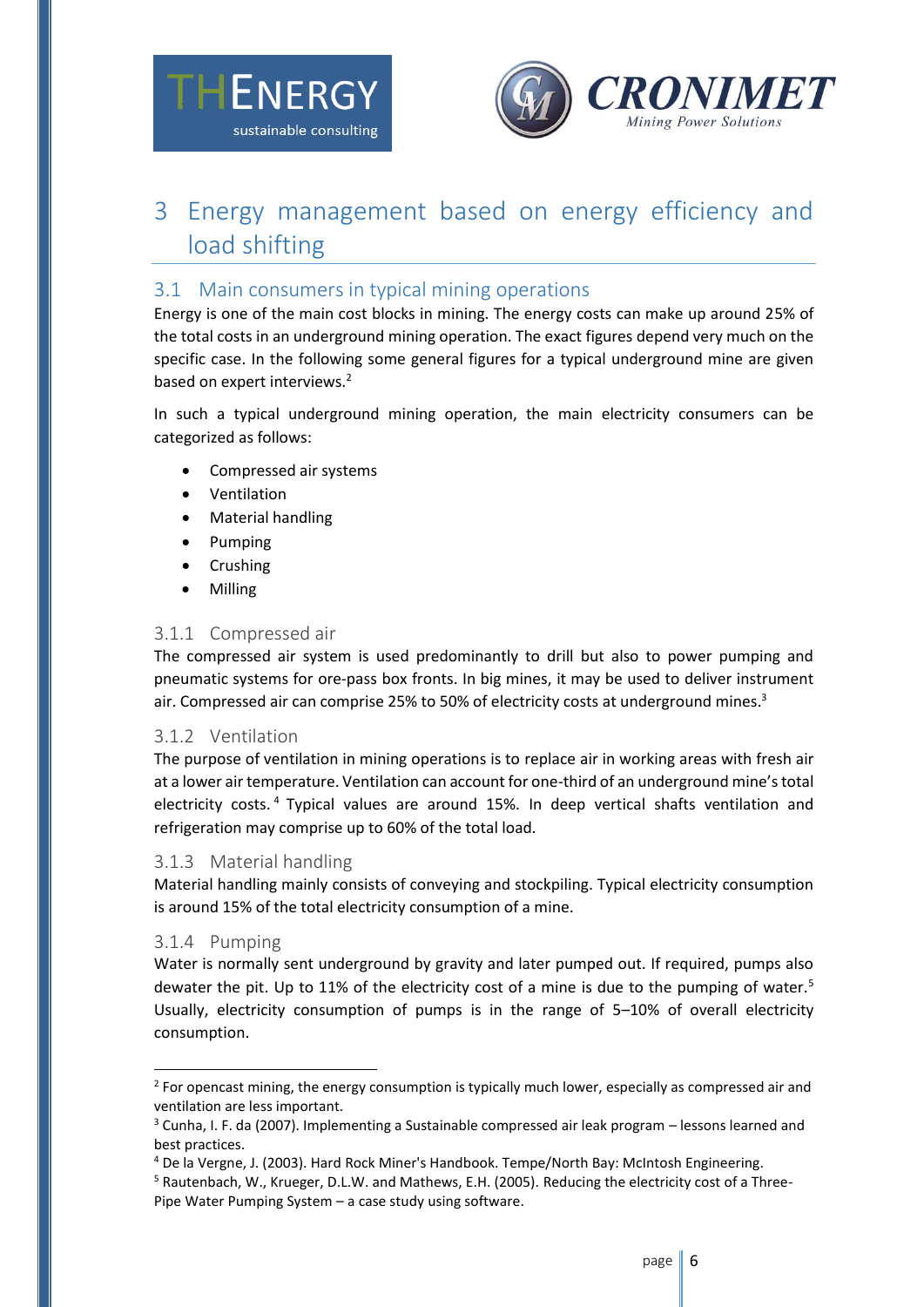# 3 Energy management based on energy efficiency and load shifting

## 3.1 Main consumers in typical mining operations

Energy is one of the main cost blocks in mining. The energy costs can make up around 25% of the total costs in an underground mining operation. The exact figures depend very much on the specific case. In the following some general figures for a typical underground mine are given based on expert interviews.[2]

In such a typical underground mining operation, the main electricity consumers can be categorized as follows:

- Compressed air systems
- Ventilation
- Material handling
- Pumping
- Crushing
- Milling

### 3.1.1 Compressed air

The compressed air system is used predominantly to drill but also to power pumping and pneumatic systems for ore-pass box fronts. In big mines, it may be used to deliver instrument air. Compressed air can comprise 25% to 50% of electricity costs at underground mines.[3]

### 3.1.2 Ventilation

The purpose of ventilation in mining operations is to replace air in working areas with fresh air at a lower air temperature. Ventilation can account for one-third of an underground mine's total electricity costs.[4] Typical values are around 15%. In deep vertical shafts ventilation and refrigeration may comprise up to 60% of the total load.

### 3.1.3 Material handling

Material handling mainly consists of conveying and stockpiling. Typical electricity consumption is around 15% of the total electricity consumption of a mine.

### 3.1.4 Pumping

Water is normally sent underground by gravity and later pumped out. If required, pumps also dewater the pit. Up to 11% of the electricity cost of a mine is due to the pumping of water.[5] Usually, electricity consumption of pumps is in the range of 5–10% of overall electricity consumption.

---

[2] For opencast mining, the energy consumption is typically much lower, especially as compressed air and ventilation are less important.

[3] Cunha, I. F. da (2007). Implementing a Sustainable compressed air leak program – lessons learned and best practices.

[4] De la Vergne, J. (2003). Hard Rock Miner's Handbook. Tempe/North Bay: McIntosh Engineering.

[5] Rautenbach, W., Krueger, D.L.W. and Mathews, E.H. (2005). Reducing the electricity cost of a Three-Pipe Water Pumping System – a case study using software.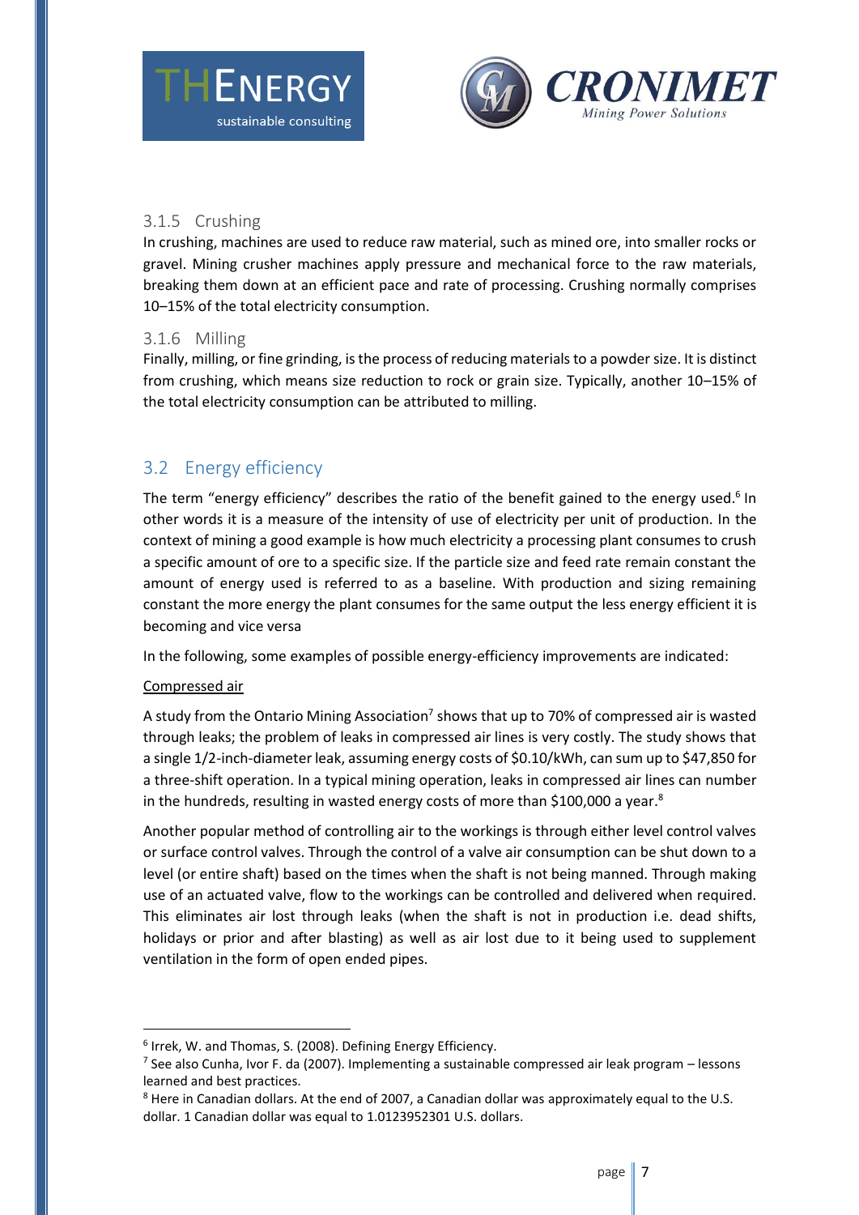### 3.1.5 Crushing

In crushing, machines are used to reduce raw material, such as mined ore, into smaller rocks or gravel. Mining crusher machines apply pressure and mechanical force to the raw materials, breaking them down at an efficient pace and rate of processing. Crushing normally comprises 10–15% of the total electricity consumption.

### 3.1.6 Milling

Finally, milling, or fine grinding, is the process of reducing materials to a powder size. It is distinct from crushing, which means size reduction to rock or grain size. Typically, another 10–15% of the total electricity consumption can be attributed to milling.

## 3.2 Energy efficiency

The term "energy efficiency" describes the ratio of the benefit gained to the energy used.[6] In other words it is a measure of the intensity of use of electricity per unit of production. In the context of mining a good example is how much electricity a processing plant consumes to crush a specific amount of ore to a specific size. If the particle size and feed rate remain constant the amount of energy used is referred to as a baseline. With production and sizing remaining constant the more energy the plant consumes for the same output the less energy efficient it is becoming and vice versa

In the following, some examples of possible energy-efficiency improvements are indicated:

Compressed air

A study from the Ontario Mining Association[7] shows that up to 70% of compressed air is wasted through leaks; the problem of leaks in compressed air lines is very costly. The study shows that a single 1/2-inch-diameter leak, assuming energy costs of $0.10/kWh, can sum up to $47,850 for a three-shift operation. In a typical mining operation, leaks in compressed air lines can number in the hundreds, resulting in wasted energy costs of more than $100,000 a year.[8]

Another popular method of controlling air to the workings is through either level control valves or surface control valves. Through the control of a valve air consumption can be shut down to a level (or entire shaft) based on the times when the shaft is not being manned. Through making use of an actuated valve, flow to the workings can be controlled and delivered when required. This eliminates air lost through leaks (when the shaft is not in production i.e. dead shifts, holidays or prior and after blasting) as well as air lost due to it being used to supplement ventilation in the form of open ended pipes.

---

[6] Irrek, W. and Thomas, S. (2008). Defining Energy Efficiency.

[7] See also Cunha, Ivor F. da (2007). Implementing a sustainable compressed air leak program – lessons learned and best practices.

[8] Here in Canadian dollars. At the end of 2007, a Canadian dollar was approximately equal to the U.S. dollar. 1 Canadian dollar was equal to 1.0123952301 U.S. dollars.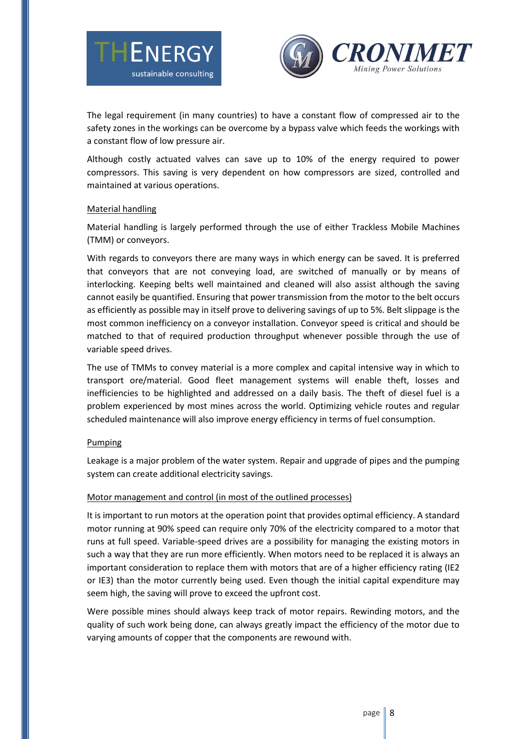The legal requirement (in many countries) to have a constant flow of compressed air to the safety zones in the workings can be overcome by a bypass valve which feeds the workings with a constant flow of low pressure air.

Although costly actuated valves can save up to 10% of the energy required to power compressors. This saving is very dependent on how compressors are sized, controlled and maintained at various operations.

### Material handling

Material handling is largely performed through the use of either Trackless Mobile Machines (TMM) or conveyors.

With regards to conveyors there are many ways in which energy can be saved. It is preferred that conveyors that are not conveying load, are switched of manually or by means of interlocking. Keeping belts well maintained and cleaned will also assist although the saving cannot easily be quantified. Ensuring that power transmission from the motor to the belt occurs as efficiently as possible may in itself prove to delivering savings of up to 5%. Belt slippage is the most common inefficiency on a conveyor installation. Conveyor speed is critical and should be matched to that of required production throughput whenever possible through the use of variable speed drives.

The use of TMMs to convey material is a more complex and capital intensive way in which to transport ore/material. Good fleet management systems will enable theft, losses and inefficiencies to be highlighted and addressed on a daily basis. The theft of diesel fuel is a problem experienced by most mines across the world. Optimizing vehicle routes and regular scheduled maintenance will also improve energy efficiency in terms of fuel consumption.

### Pumping

Leakage is a major problem of the water system. Repair and upgrade of pipes and the pumping system can create additional electricity savings.

### Motor management and control (in most of the outlined processes)

It is important to run motors at the operation point that provides optimal efficiency. A standard motor running at 90% speed can require only 70% of the electricity compared to a motor that runs at full speed. Variable-speed drives are a possibility for managing the existing motors in such a way that they are run more efficiently. When motors need to be replaced it is always an important consideration to replace them with motors that are of a higher efficiency rating (IE2 or IE3) than the motor currently being used. Even though the initial capital expenditure may seem high, the saving will prove to exceed the upfront cost.

Were possible mines should always keep track of motor repairs. Rewinding motors, and the quality of such work being done, can always greatly impact the efficiency of the motor due to varying amounts of copper that the components are rewound with.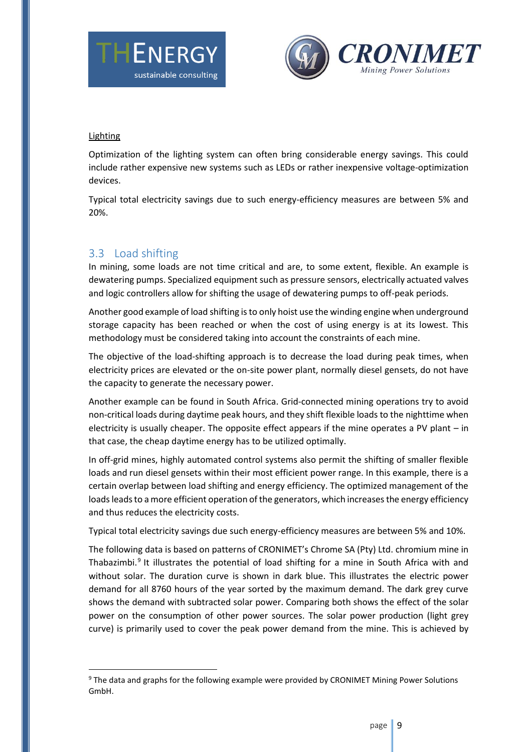Lighting

Optimization of the lighting system can often bring considerable energy savings. This could include rather expensive new systems such as LEDs or rather inexpensive voltage-optimization devices.

Typical total electricity savings due to such energy-efficiency measures are between 5% and 20%.

## 3.3 Load shifting

In mining, some loads are not time critical and are, to some extent, flexible. An example is dewatering pumps. Specialized equipment such as pressure sensors, electrically actuated valves and logic controllers allow for shifting the usage of dewatering pumps to off-peak periods.

Another good example of load shifting is to only hoist use the winding engine when underground storage capacity has been reached or when the cost of using energy is at its lowest. This methodology must be considered taking into account the constraints of each mine.

The objective of the load-shifting approach is to decrease the load during peak times, when electricity prices are elevated or the on-site power plant, normally diesel gensets, do not have the capacity to generate the necessary power.

Another example can be found in South Africa. Grid-connected mining operations try to avoid non-critical loads during daytime peak hours, and they shift flexible loads to the nighttime when electricity is usually cheaper. The opposite effect appears if the mine operates a PV plant – in that case, the cheap daytime energy has to be utilized optimally.

In off-grid mines, highly automated control systems also permit the shifting of smaller flexible loads and run diesel gensets within their most efficient power range. In this example, there is a certain overlap between load shifting and energy efficiency. The optimized management of the loads leads to a more efficient operation of the generators, which increases the energy efficiency and thus reduces the electricity costs.

Typical total electricity savings due such energy-efficiency measures are between 5% and 10%.

The following data is based on patterns of CRONIMET's Chrome SA (Pty) Ltd. chromium mine in Thabazimbi.[9] It illustrates the potential of load shifting for a mine in South Africa with and without solar. The duration curve is shown in dark blue. This illustrates the electric power demand for all 8760 hours of the year sorted by the maximum demand. The dark grey curve shows the demand with subtracted solar power. Comparing both shows the effect of the solar power on the consumption of other power sources. The solar power production (light grey curve) is primarily used to cover the peak power demand from the mine. This is achieved by

---

[9] The data and graphs for the following example were provided by CRONIMET Mining Power Solutions GmbH.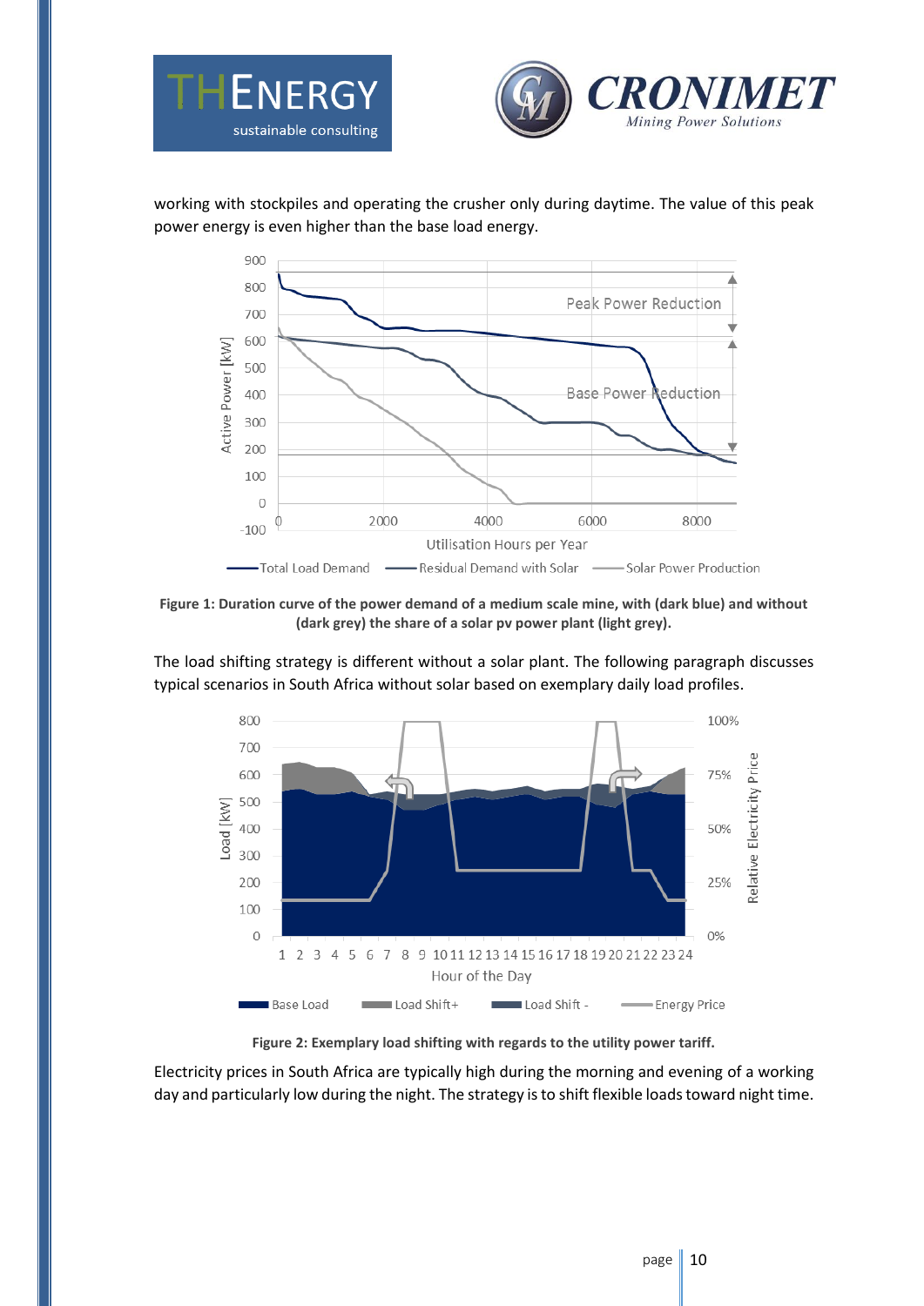working with stockpiles and operating the crusher only during daytime. The value of this peak power energy is even higher than the base load energy.

**Figure 1: Duration curve of the power demand of a medium scale mine, with (dark blue) and without (dark grey) the share of a solar pv power plant (light grey).**

The load shifting strategy is different without a solar plant. The following paragraph discusses typical scenarios in South Africa without solar based on exemplary daily load profiles.

**Figure 2: Exemplary load shifting with regards to the utility power tariff.**

Electricity prices in South Africa are typically high during the morning and evening of a working day and particularly low during the night. The strategy is to shift flexible loads toward night time.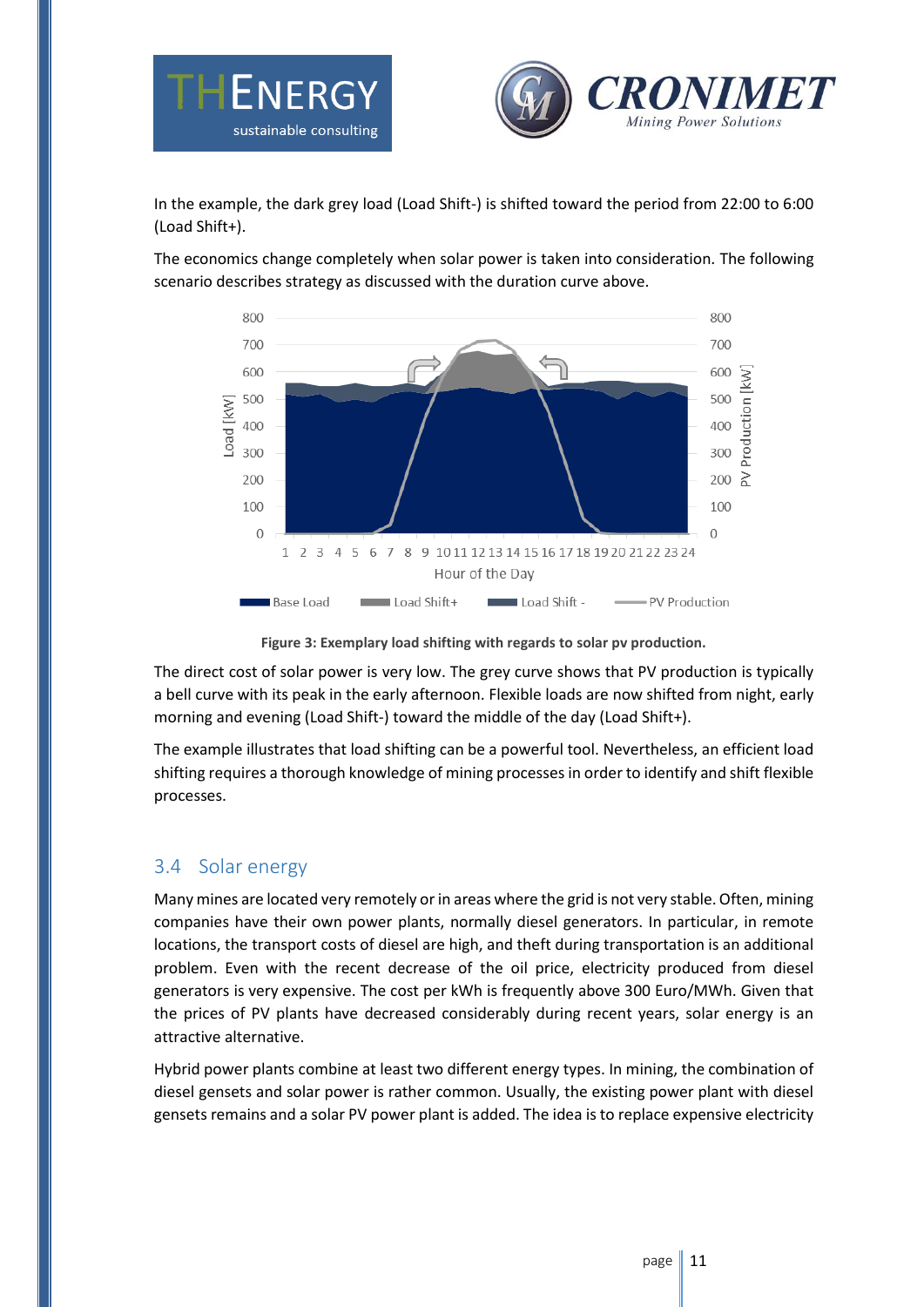In the example, the dark grey load (Load Shift-) is shifted toward the period from 22:00 to 6:00 (Load Shift+).

The economics change completely when solar power is taken into consideration. The following scenario describes strategy as discussed with the duration curve above.

**Figure 3: Exemplary load shifting with regards to solar pv production.**

The direct cost of solar power is very low. The grey curve shows that PV production is typically a bell curve with its peak in the early afternoon. Flexible loads are now shifted from night, early morning and evening (Load Shift-) toward the middle of the day (Load Shift+).

The example illustrates that load shifting can be a powerful tool. Nevertheless, an efficient load shifting requires a thorough knowledge of mining processes in order to identify and shift flexible processes.

## 3.4 Solar energy

Many mines are located very remotely or in areas where the grid is not very stable. Often, mining companies have their own power plants, normally diesel generators. In particular, in remote locations, the transport costs of diesel are high, and theft during transportation is an additional problem. Even with the recent decrease of the oil price, electricity produced from diesel generators is very expensive. The cost per kWh is frequently above 300 Euro/MWh. Given that the prices of PV plants have decreased considerably during recent years, solar energy is an attractive alternative.

Hybrid power plants combine at least two different energy types. In mining, the combination of diesel gensets and solar power is rather common. Usually, the existing power plant with diesel gensets remains and a solar PV power plant is added. The idea is to replace expensive electricity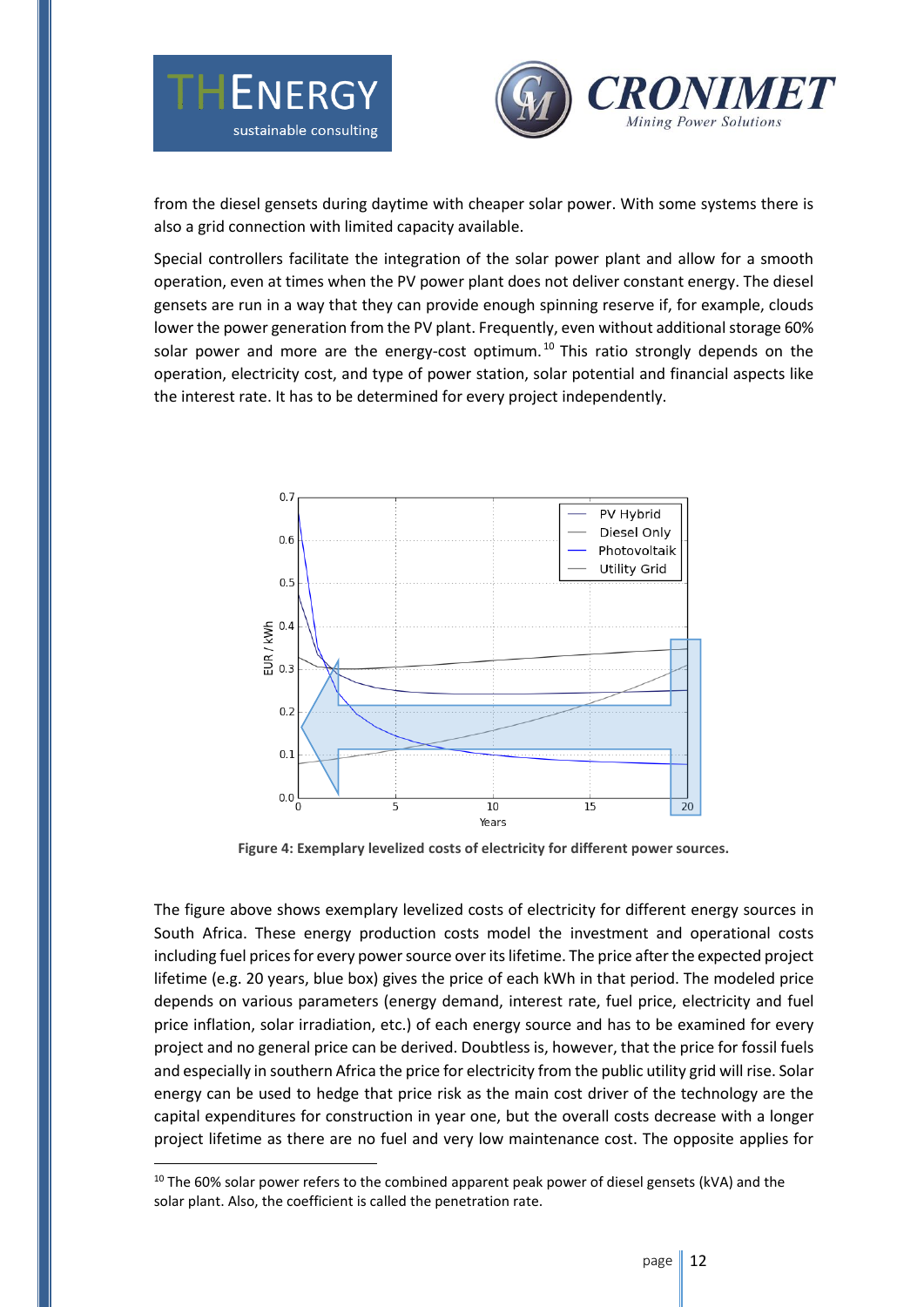from the diesel gensets during daytime with cheaper solar power. With some systems there is also a grid connection with limited capacity available.

Special controllers facilitate the integration of the solar power plant and allow for a smooth operation, even at times when the PV power plant does not deliver constant energy. The diesel gensets are run in a way that they can provide enough spinning reserve if, for example, clouds lower the power generation from the PV plant. Frequently, even without additional storage 60% solar power and more are the energy-cost optimum.[10] This ratio strongly depends on the operation, electricity cost, and type of power station, solar potential and financial aspects like the interest rate. It has to be determined for every project independently.

**Figure 4: Exemplary levelized costs of electricity for different power sources.**

The figure above shows exemplary levelized costs of electricity for different energy sources in South Africa. These energy production costs model the investment and operational costs including fuel prices for every power source over its lifetime. The price after the expected project lifetime (e.g. 20 years, blue box) gives the price of each kWh in that period. The modeled price depends on various parameters (energy demand, interest rate, fuel price, electricity and fuel price inflation, solar irradiation, etc.) of each energy source and has to be examined for every project and no general price can be derived. Doubtless is, however, that the price for fossil fuels and especially in southern Africa the price for electricity from the public utility grid will rise. Solar energy can be used to hedge that price risk as the main cost driver of the technology are the capital expenditures for construction in year one, but the overall costs decrease with a longer project lifetime as there are no fuel and very low maintenance cost. The opposite applies for

---

[10] The 60% solar power refers to the combined apparent peak power of diesel gensets (kVA) and the solar plant. Also, the coefficient is called the penetration rate.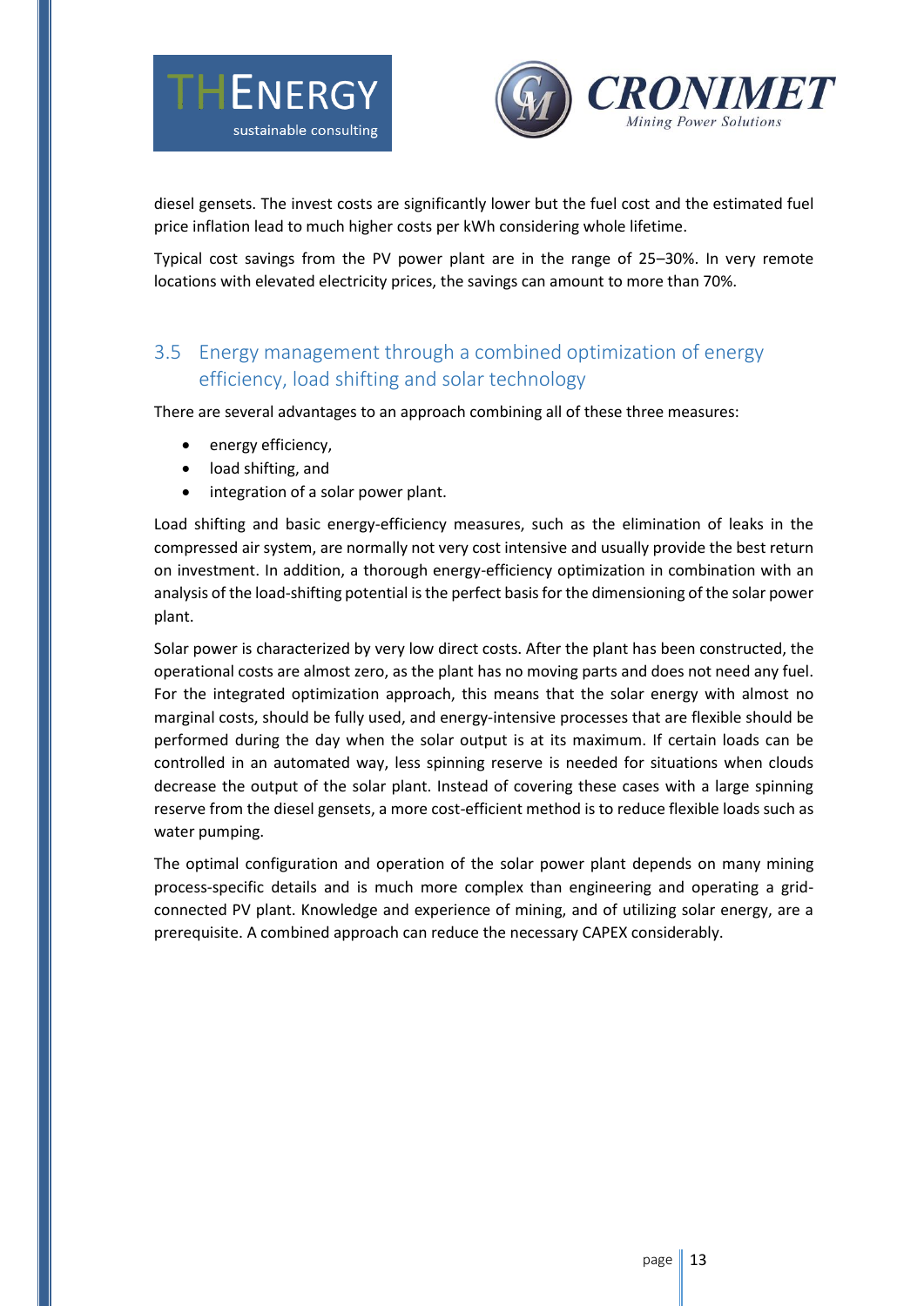diesel gensets. The invest costs are significantly lower but the fuel cost and the estimated fuel price inflation lead to much higher costs per kWh considering whole lifetime.

Typical cost savings from the PV power plant are in the range of 25–30%. In very remote locations with elevated electricity prices, the savings can amount to more than 70%.

## 3.5 Energy management through a combined optimization of energy efficiency, load shifting and solar technology

There are several advantages to an approach combining all of these three measures:

- energy efficiency,
- load shifting, and
- integration of a solar power plant.

Load shifting and basic energy-efficiency measures, such as the elimination of leaks in the compressed air system, are normally not very cost intensive and usually provide the best return on investment. In addition, a thorough energy-efficiency optimization in combination with an analysis of the load-shifting potential is the perfect basis for the dimensioning of the solar power plant.

Solar power is characterized by very low direct costs. After the plant has been constructed, the operational costs are almost zero, as the plant has no moving parts and does not need any fuel. For the integrated optimization approach, this means that the solar energy with almost no marginal costs, should be fully used, and energy-intensive processes that are flexible should be performed during the day when the solar output is at its maximum. If certain loads can be controlled in an automated way, less spinning reserve is needed for situations when clouds decrease the output of the solar plant. Instead of covering these cases with a large spinning reserve from the diesel gensets, a more cost-efficient method is to reduce flexible loads such as water pumping.

The optimal configuration and operation of the solar power plant depends on many mining process-specific details and is much more complex than engineering and operating a grid-connected PV plant. Knowledge and experience of mining, and of utilizing solar energy, are a prerequisite. A combined approach can reduce the necessary CAPEX considerably.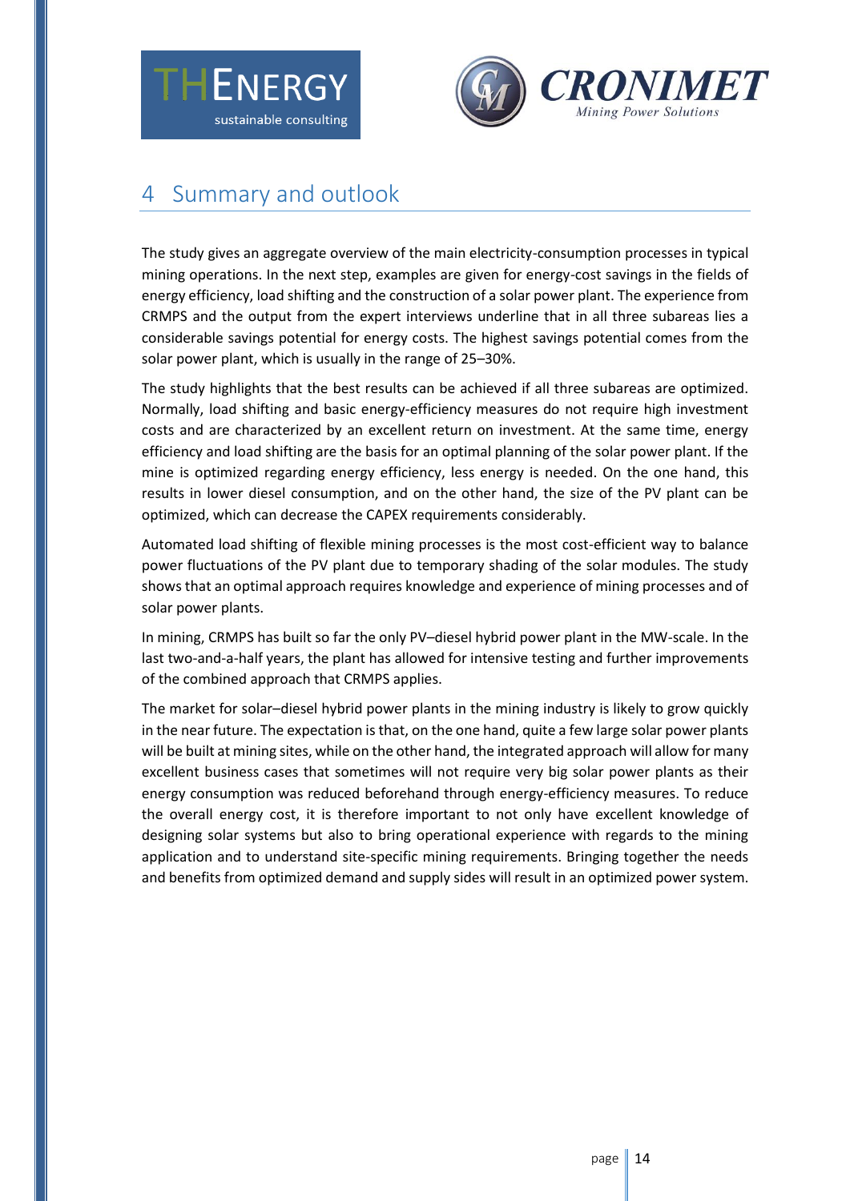# 4 Summary and outlook

The study gives an aggregate overview of the main electricity-consumption processes in typical mining operations. In the next step, examples are given for energy-cost savings in the fields of energy efficiency, load shifting and the construction of a solar power plant. The experience from CRMPS and the output from the expert interviews underline that in all three subareas lies a considerable savings potential for energy costs. The highest savings potential comes from the solar power plant, which is usually in the range of 25–30%.

The study highlights that the best results can be achieved if all three subareas are optimized. Normally, load shifting and basic energy-efficiency measures do not require high investment costs and are characterized by an excellent return on investment. At the same time, energy efficiency and load shifting are the basis for an optimal planning of the solar power plant. If the mine is optimized regarding energy efficiency, less energy is needed. On the one hand, this results in lower diesel consumption, and on the other hand, the size of the PV plant can be optimized, which can decrease the CAPEX requirements considerably.

Automated load shifting of flexible mining processes is the most cost-efficient way to balance power fluctuations of the PV plant due to temporary shading of the solar modules. The study shows that an optimal approach requires knowledge and experience of mining processes and of solar power plants.

In mining, CRMPS has built so far the only PV–diesel hybrid power plant in the MW-scale. In the last two-and-a-half years, the plant has allowed for intensive testing and further improvements of the combined approach that CRMPS applies.

The market for solar–diesel hybrid power plants in the mining industry is likely to grow quickly in the near future. The expectation is that, on the one hand, quite a few large solar power plants will be built at mining sites, while on the other hand, the integrated approach will allow for many excellent business cases that sometimes will not require very big solar power plants as their energy consumption was reduced beforehand through energy-efficiency measures. To reduce the overall energy cost, it is therefore important to not only have excellent knowledge of designing solar systems but also to bring operational experience with regards to the mining application and to understand site-specific mining requirements. Bringing together the needs and benefits from optimized demand and supply sides will result in an optimized power system.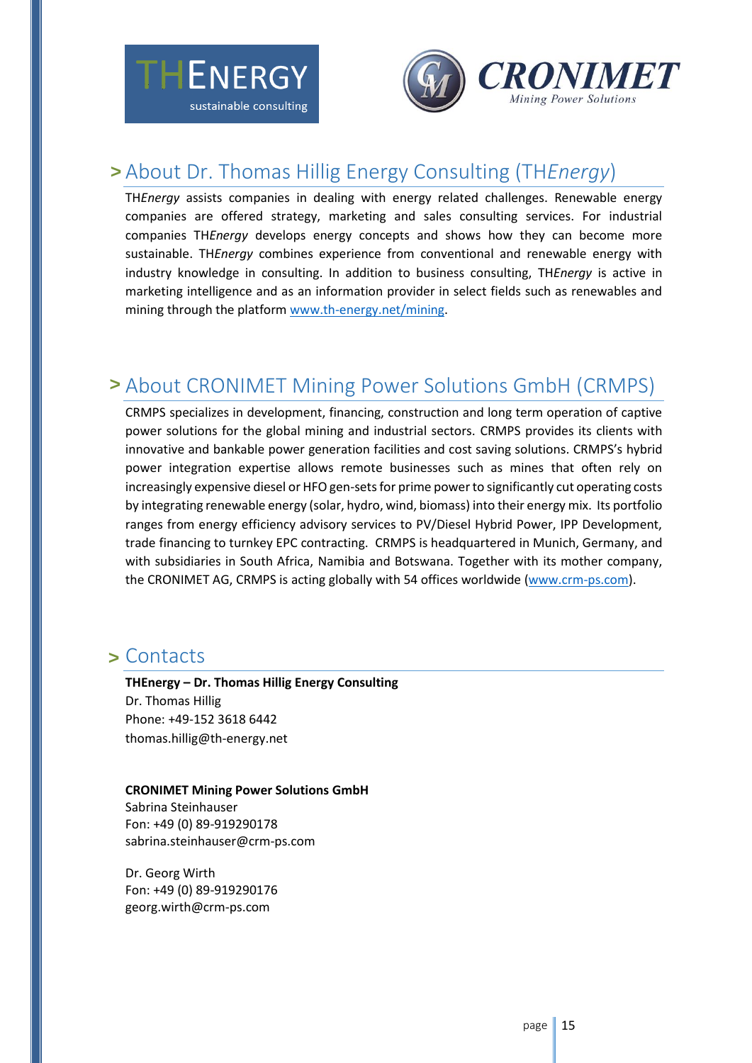## > About Dr. Thomas Hillig Energy Consulting (TH*Energy*)

TH*Energy* assists companies in dealing with energy related challenges. Renewable energy companies are offered strategy, marketing and sales consulting services. For industrial companies TH*Energy* develops energy concepts and shows how they can become more sustainable. TH*Energy* combines experience from conventional and renewable energy with industry knowledge in consulting. In addition to business consulting, TH*Energy* is active in marketing intelligence and as an information provider in select fields such as renewables and mining through the platform www.th-energy.net/mining.

## > About CRONIMET Mining Power Solutions GmbH (CRMPS)

CRMPS specializes in development, financing, construction and long term operation of captive power solutions for the global mining and industrial sectors. CRMPS provides its clients with innovative and bankable power generation facilities and cost saving solutions. CRMPS's hybrid power integration expertise allows remote businesses such as mines that often rely on increasingly expensive diesel or HFO gen-sets for prime power to significantly cut operating costs by integrating renewable energy (solar, hydro, wind, biomass) into their energy mix. Its portfolio ranges from energy efficiency advisory services to PV/Diesel Hybrid Power, IPP Development, trade financing to turnkey EPC contracting. CRMPS is headquartered in Munich, Germany, and with subsidiaries in South Africa, Namibia and Botswana. Together with its mother company, the CRONIMET AG, CRMPS is acting globally with 54 offices worldwide (www.crm-ps.com).

## > Contacts

**THEnergy – Dr. Thomas Hillig Energy Consulting**
Dr. Thomas Hillig
Phone: +49-152 3618 6442
thomas.hillig@th-energy.net

**CRONIMET Mining Power Solutions GmbH**
Sabrina Steinhauser
Fon: +49 (0) 89-919290178
sabrina.steinhauser@crm-ps.com

Dr. Georg Wirth
Fon: +49 (0) 89-919290176
georg.wirth@crm-ps.com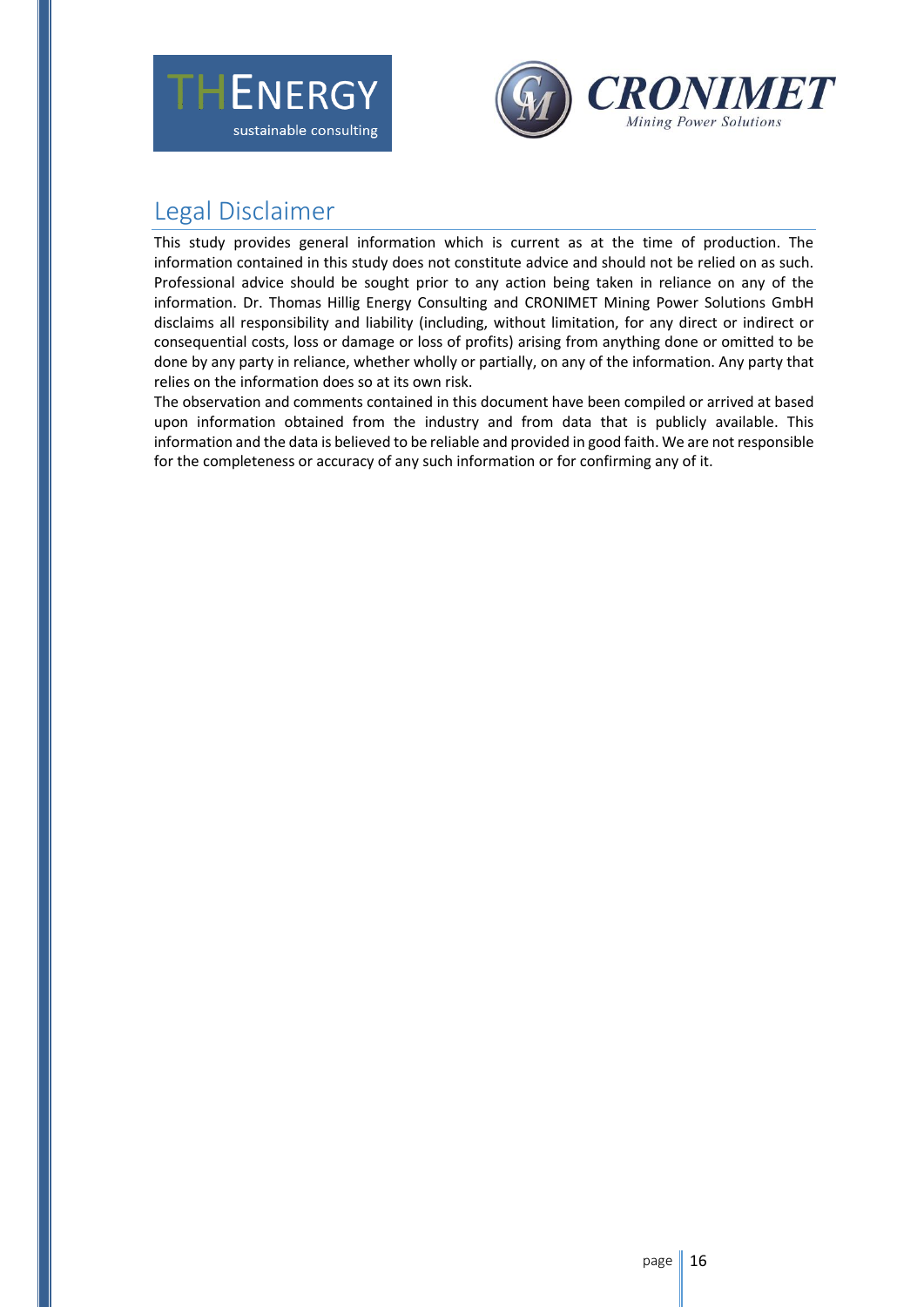# Legal Disclaimer

This study provides general information which is current as at the time of production. The information contained in this study does not constitute advice and should not be relied on as such. Professional advice should be sought prior to any action being taken in reliance on any of the information. Dr. Thomas Hillig Energy Consulting and CRONIMET Mining Power Solutions GmbH disclaims all responsibility and liability (including, without limitation, for any direct or indirect or consequential costs, loss or damage or loss of profits) arising from anything done or omitted to be done by any party in reliance, whether wholly or partially, on any of the information. Any party that relies on the information does so at its own risk.

The observation and comments contained in this document have been compiled or arrived at based upon information obtained from the industry and from data that is publicly available. This information and the data is believed to be reliable and provided in good faith. We are not responsible for the completeness or accuracy of any such information or for confirming any of it.